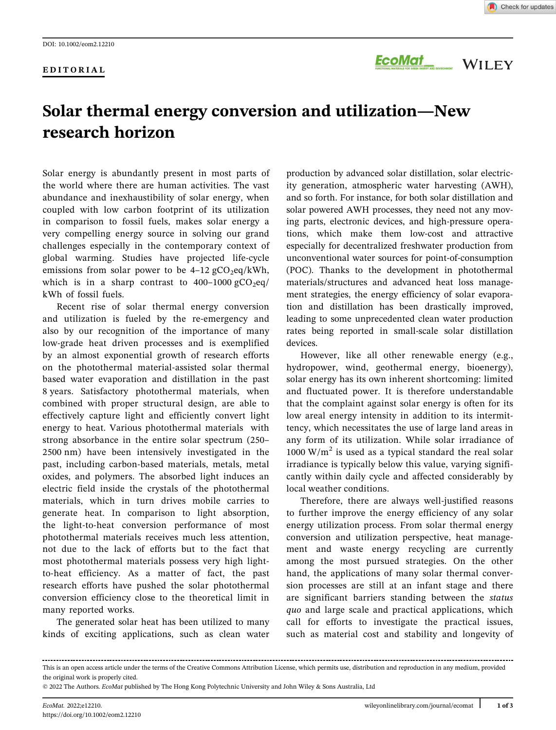DOI: 10.1002/eom2.12210

EDITORIAL

# Solar thermal energy conversion and utilization—New research horizon

Solar energy is abundantly present in most parts of the world where there are human activities. The vast abundance and inexhaustibility of solar energy, when coupled with low carbon footprint of its utilization in comparison to fossil fuels, makes solar energy a very compelling energy source in solving our grand challenges especially in the contemporary context of global warming. Studies have projected life-cycle emissions from solar power to be 4–12 $gCO_2eq/kWh$, which is in a sharp contrast to 400–1000 $gCO_2eq/kWh$ of fossil fuels.

Recent rise of solar thermal energy conversion and utilization is fueled by the re-emergency and also by our recognition of the importance of many low-grade heat driven processes and is exemplified by an almost exponential growth of research efforts on the photothermal material-assisted solar thermal based water evaporation and distillation in the past 8 years. Satisfactory photothermal materials, when combined with proper structural design, are able to effectively capture light and efficiently convert light energy to heat. Various photothermal materials with strong absorbance in the entire solar spectrum (250–2500 nm) have been intensively investigated in the past, including carbon-based materials, metals, metal oxides, and polymers. The absorbed light induces an electric field inside the crystals of the photothermal materials, which in turn drives mobile carries to generate heat. In comparison to light absorption, the light-to-heat conversion performance of most photothermal materials receives much less attention, not due to the lack of efforts but to the fact that most photothermal materials possess very high light-to-heat efficiency. As a matter of fact, the past research efforts have pushed the solar photothermal conversion efficiency close to the theoretical limit in many reported works.

The generated solar heat has been utilized to many kinds of exciting applications, such as clean water production by advanced solar distillation, solar electricity generation, atmospheric water harvesting (AWH), and so forth. For instance, for both solar distillation and solar powered AWH processes, they need not any moving parts, electronic devices, and high-pressure operations, which make them low-cost and attractive especially for decentralized freshwater production from unconventional water sources for point-of-consumption (POC). Thanks to the development in photothermal materials/structures and advanced heat loss management strategies, the energy efficiency of solar evaporation and distillation has been drastically improved, leading to some unprecedented clean water production rates being reported in small-scale solar distillation devices.

However, like all other renewable energy (e.g., hydropower, wind, geothermal energy, bioenergy), solar energy has its own inherent shortcoming: limited and fluctuated power. It is therefore understandable that the complaint against solar energy is often for its low areal energy intensity in addition to its intermittency, which necessitates the use of large land areas in any form of its utilization. While solar irradiance of 1000 $W/m^2$ is used as a typical standard the real solar irradiance is typically below this value, varying significantly within daily cycle and affected considerably by local weather conditions.

Therefore, there are always well-justified reasons to further improve the energy efficiency of any solar energy utilization process. From solar thermal energy conversion and utilization perspective, heat management and waste energy recycling are currently among the most pursued strategies. On the other hand, the applications of many solar thermal conversion processes are still at an infant stage and there are significant barriers standing between the *status quo* and large scale and practical applications, which call for efforts to investigate the practical issues, such as material cost and stability and longevity of

This is an open access article under the terms of the Creative Commons Attribution License, which permits use, distribution and reproduction in any medium, provided the original work is properly cited.

© 2022 The Authors. *EcoMat* published by The Hong Kong Polytechnic University and John Wiley & Sons Australia, Ltd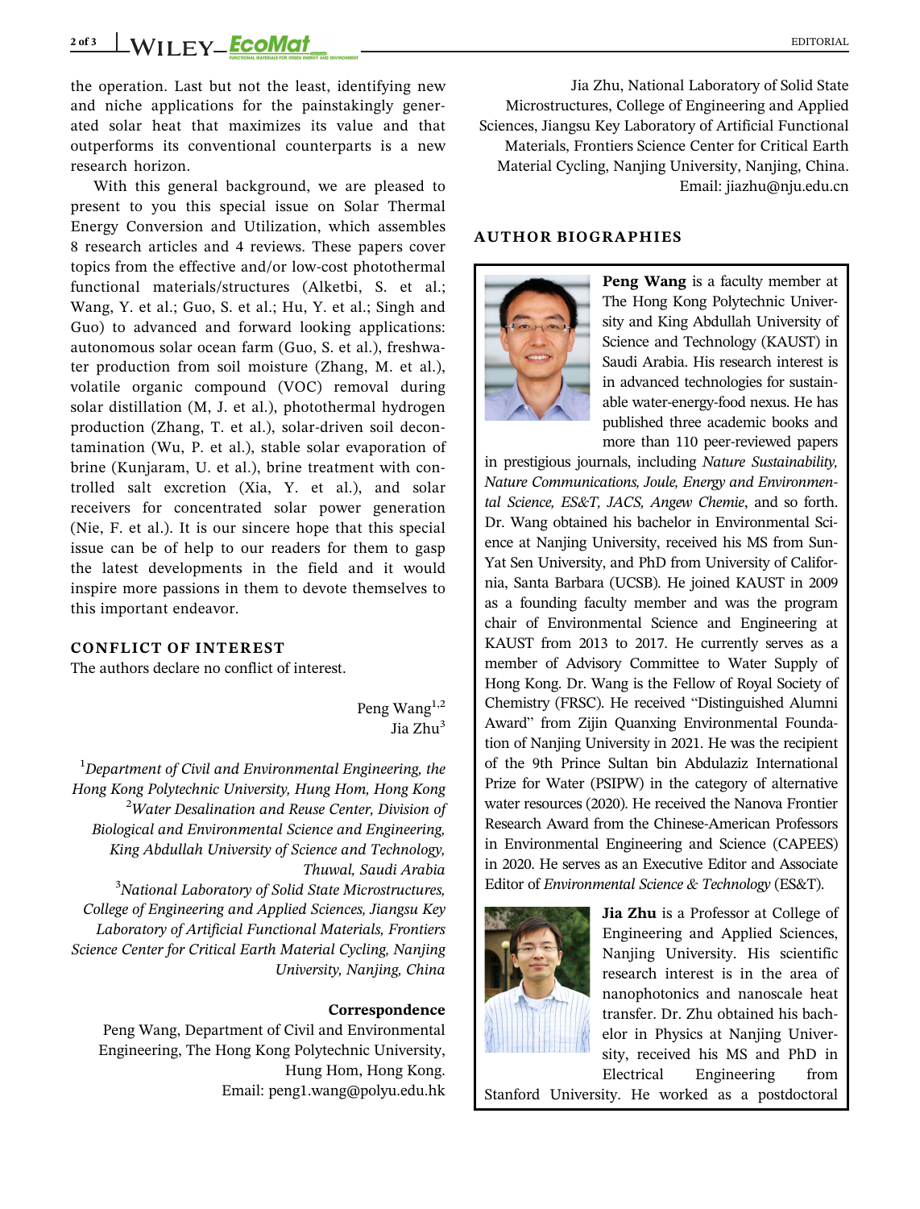the operation. Last but not the least, identifying new and niche applications for the painstakingly generated solar heat that maximizes its value and that outperforms its conventional counterparts is a new research horizon.

With this general background, we are pleased to present to you this special issue on Solar Thermal Energy Conversion and Utilization, which assembles 8 research articles and 4 reviews. These papers cover topics from the effective and/or low-cost photothermal functional materials/structures (Alketbi, S. et al.; Wang, Y. et al.; Guo, S. et al.; Hu, Y. et al.; Singh and Guo) to advanced and forward looking applications: autonomous solar ocean farm (Guo, S. et al.), freshwater production from soil moisture (Zhang, M. et al.), volatile organic compound (VOC) removal during solar distillation (M, J. et al.), photothermal hydrogen production (Zhang, T. et al.), solar-driven soil decontamination (Wu, P. et al.), stable solar evaporation of brine (Kunjaram, U. et al.), brine treatment with controlled salt excretion (Xia, Y. et al.), and solar receivers for concentrated solar power generation (Nie, F. et al.). It is our sincere hope that this special issue can be of help to our readers for them to gasp the latest developments in the field and it would inspire more passions in them to devote themselves to this important endeavor.

## CONFLICT OF INTEREST

The authors declare no conflict of interest.

Peng Wang[1,2]
Jia Zhu[3]

[1]*Department of Civil and Environmental Engineering, the Hong Kong Polytechnic University, Hung Hom, Hong Kong*
[2]*Water Desalination and Reuse Center, Division of Biological and Environmental Science and Engineering, King Abdullah University of Science and Technology, Thuwal, Saudi Arabia*
[3]*National Laboratory of Solid State Microstructures, College of Engineering and Applied Sciences, Jiangsu Key Laboratory of Artificial Functional Materials, Frontiers Science Center for Critical Earth Material Cycling, Nanjing University, Nanjing, China*

**Correspondence**

Peng Wang, Department of Civil and Environmental Engineering, The Hong Kong Polytechnic University, Hung Hom, Hong Kong.
Email: peng1.wang@polyu.edu.hk

Jia Zhu, National Laboratory of Solid State Microstructures, College of Engineering and Applied Sciences, Jiangsu Key Laboratory of Artificial Functional Materials, Frontiers Science Center for Critical Earth Material Cycling, Nanjing University, Nanjing, China.
Email: jiazhu@nju.edu.cn

## AUTHOR BIOGRAPHIES

**Peng Wang** is a faculty member at The Hong Kong Polytechnic University and King Abdullah University of Science and Technology (KAUST) in Saudi Arabia. His research interest is in advanced technologies for sustainable water-energy-food nexus. He has published three academic books and more than 110 peer-reviewed papers in prestigious journals, including *Nature Sustainability, Nature Communications, Joule, Energy and Environmental Science, ES&T, JACS, Angew Chemie*, and so forth. Dr. Wang obtained his bachelor in Environmental Science at Nanjing University, received his MS from Sun-Yat Sen University, and PhD from University of California, Santa Barbara (UCSB). He joined KAUST in 2009 as a founding faculty member and was the program chair of Environmental Science and Engineering at KAUST from 2013 to 2017. He currently serves as a member of Advisory Committee to Water Supply of Hong Kong. Dr. Wang is the Fellow of Royal Society of Chemistry (FRSC). He received "Distinguished Alumni Award" from Zijin Quanxing Environmental Foundation of Nanjing University in 2021. He was the recipient of the 9th Prince Sultan bin Abdulaziz International Prize for Water (PSIPW) in the category of alternative water resources (2020). He received the Nanova Frontier Research Award from the Chinese-American Professors in Environmental Engineering and Science (CAPEES) in 2020. He serves as an Executive Editor and Associate Editor of *Environmental Science & Technology* (ES&T).

**Jia Zhu** is a Professor at College of Engineering and Applied Sciences, Nanjing University. His scientific research interest is in the area of nanophotonics and nanoscale heat transfer. Dr. Zhu obtained his bachelor in Physics at Nanjing University, received his MS and PhD in Electrical Engineering from Stanford University. He worked as a postdoctoral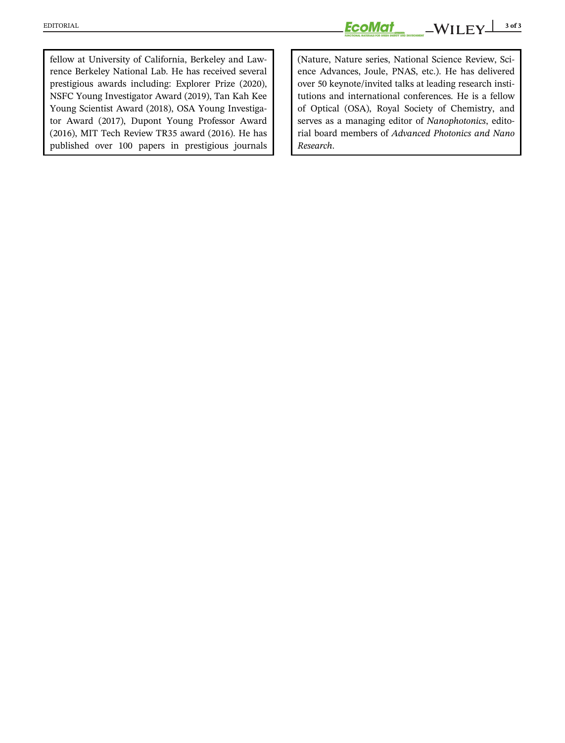fellow at University of California, Berkeley and Lawrence Berkeley National Lab. He has received several prestigious awards including: Explorer Prize (2020), NSFC Young Investigator Award (2019), Tan Kah Kee Young Scientist Award (2018), OSA Young Investigator Award (2017), Dupont Young Professor Award (2016), MIT Tech Review TR35 award (2016). He has published over 100 papers in prestigious journals (Nature, Nature series, National Science Review, Science Advances, Joule, PNAS, etc.). He has delivered over 50 keynote/invited talks at leading research institutions and international conferences. He is a fellow of Optical (OSA), Royal Society of Chemistry, and serves as a managing editor of *Nanophotonics*, editorial board members of *Advanced Photonics and Nano Research*.